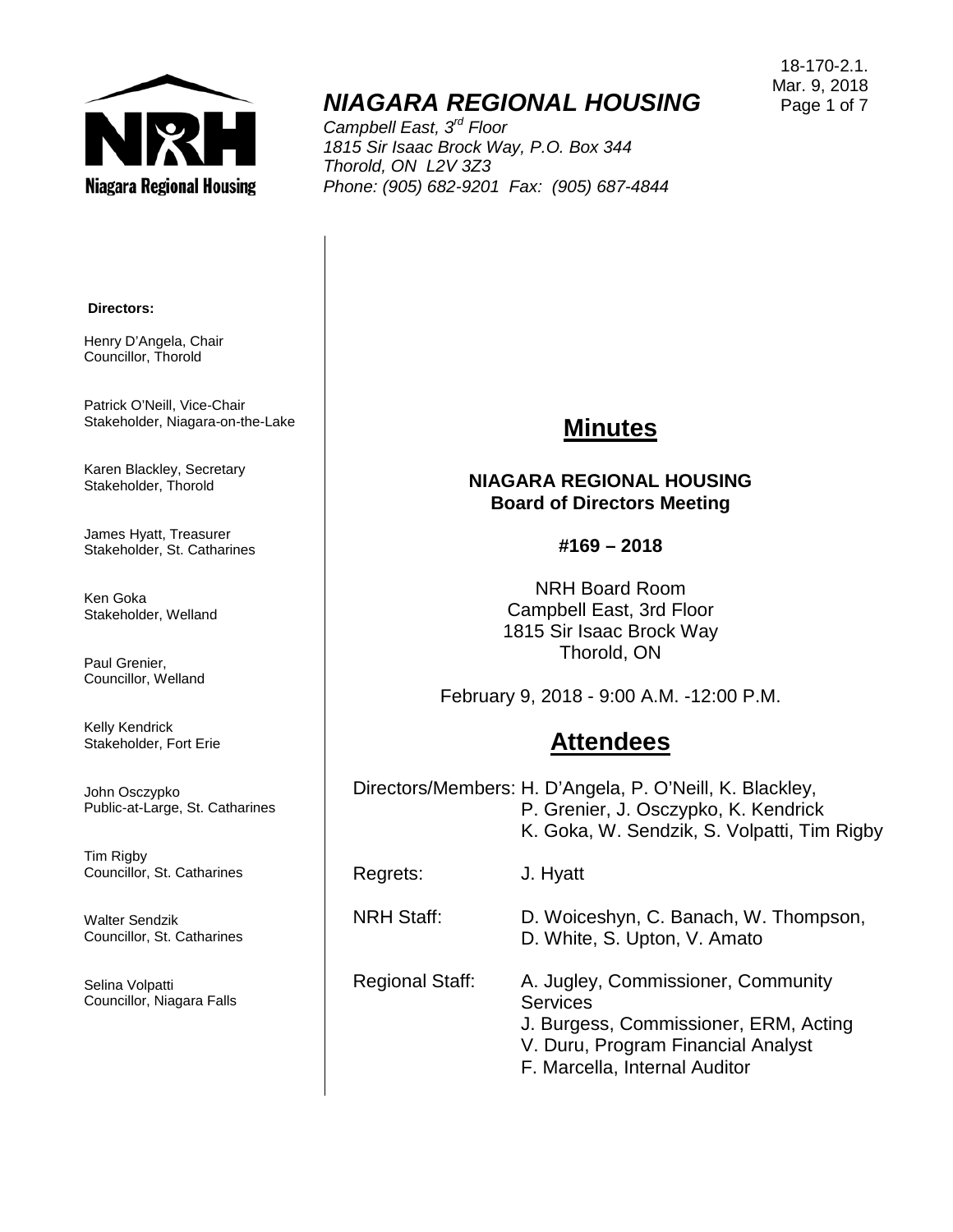# NIAGARA REGIONAL HOUSING

*Campbell East, 3rd Floor*
*1815 Sir Isaac Brock Way, P.O. Box 344*
*Thorold, ON L2V 3Z3*
*Phone: (905) 682-9201 Fax: (905) 687-4844*

18-170-2.1.
Mar. 9, 2018

**Directors:**

Henry D'Angela, Chair
Councillor, Thorold

Patrick O'Neill, Vice-Chair
Stakeholder, Niagara-on-the-Lake

Karen Blackley, Secretary
Stakeholder, Thorold

James Hyatt, Treasurer
Stakeholder, St. Catharines

Ken Goka
Stakeholder, Welland

Paul Grenier,
Councillor, Welland

Kelly Kendrick
Stakeholder, Fort Erie

John Osczypko
Public-at-Large, St. Catharines

Tim Rigby
Councillor, St. Catharines

Walter Sendzik
Councillor, St. Catharines

Selina Volpatti
Councillor, Niagara Falls

## Minutes

**NIAGARA REGIONAL HOUSING**
**Board of Directors Meeting**

**#169 – 2018**

NRH Board Room
Campbell East, 3rd Floor
1815 Sir Isaac Brock Way
Thorold, ON

February 9, 2018 - 9:00 A.M. -12:00 P.M.

## Attendees

Directors/Members: H. D'Angela, P. O'Neill, K. Blackley, P. Grenier, J. Osczypko, K. Kendrick, K. Goka, W. Sendzik, S. Volpatti, Tim Rigby

Regrets: J. Hyatt

NRH Staff: D. Woiceshyn, C. Banach, W. Thompson, D. White, S. Upton, V. Amato

Regional Staff: A. Jugley, Commissioner, Community Services
J. Burgess, Commissioner, ERM, Acting
V. Duru, Program Financial Analyst
F. Marcella, Internal Auditor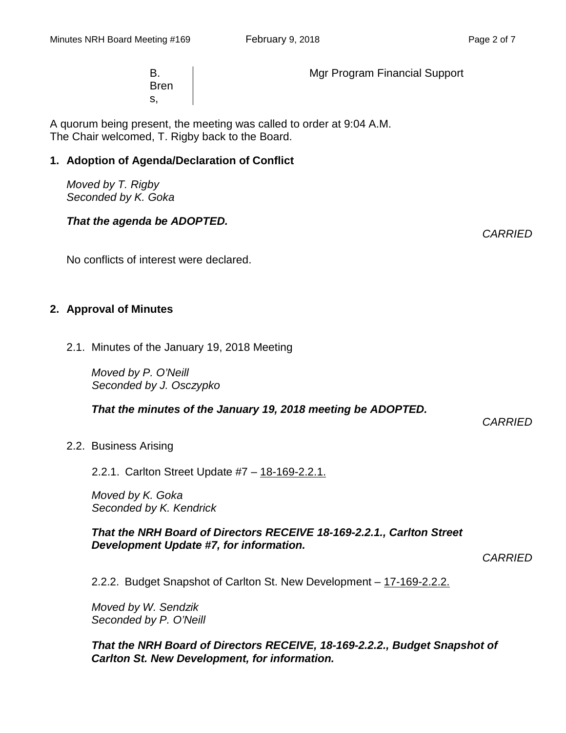| B. Brens, | Mgr Program Financial Support |
|---|---|

A quorum being present, the meeting was called to order at 9:04 A.M.
The Chair welcomed, T. Rigby back to the Board.

## 1. Adoption of Agenda/Declaration of Conflict

*Moved by T. Rigby*
*Seconded by K. Goka*

***That the agenda be ADOPTED.***

*CARRIED*

No conflicts of interest were declared.

## 2. Approval of Minutes

2.1. Minutes of the January 19, 2018 Meeting

*Moved by P. O'Neill*
*Seconded by J. Osczypko*

***That the minutes of the January 19, 2018 meeting be ADOPTED.***

*CARRIED*

2.2. Business Arising

2.2.1. Carlton Street Update #7 – 18-169-2.2.1.

*Moved by K. Goka*
*Seconded by K. Kendrick*

***That the NRH Board of Directors RECEIVE 18-169-2.2.1., Carlton Street Development Update #7, for information.***

*CARRIED*

2.2.2. Budget Snapshot of Carlton St. New Development – 17-169-2.2.2.

*Moved by W. Sendzik*
*Seconded by P. O'Neill*

***That the NRH Board of Directors RECEIVE, 18-169-2.2.2., Budget Snapshot of Carlton St. New Development, for information.***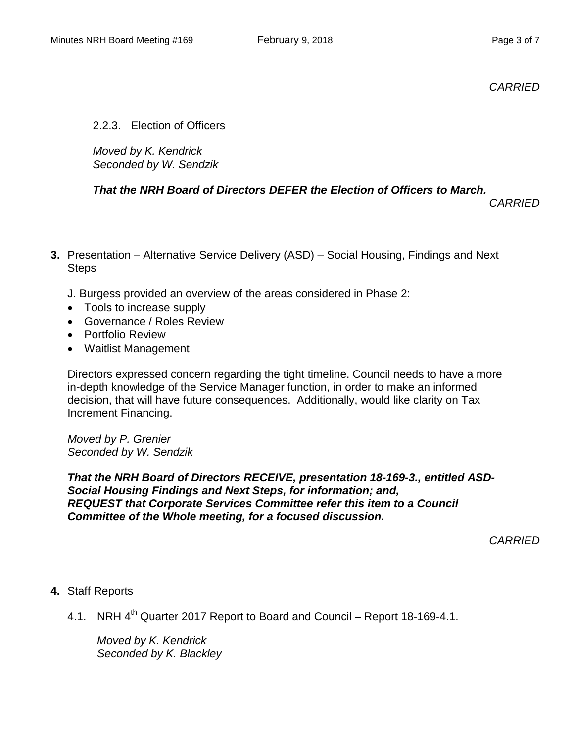*CARRIED*

2.2.3. Election of Officers

*Moved by K. Kendrick*
*Seconded by W. Sendzik*

***That the NRH Board of Directors DEFER the Election of Officers to March.***

*CARRIED*

**3.** Presentation – Alternative Service Delivery (ASD) – Social Housing, Findings and Next Steps

J. Burgess provided an overview of the areas considered in Phase 2:

- Tools to increase supply
- Governance / Roles Review
- Portfolio Review
- Waitlist Management

Directors expressed concern regarding the tight timeline. Council needs to have a more in-depth knowledge of the Service Manager function, in order to make an informed decision, that will have future consequences. Additionally, would like clarity on Tax Increment Financing.

*Moved by P. Grenier*
*Seconded by W. Sendzik*

***That the NRH Board of Directors RECEIVE, presentation 18-169-3., entitled ASD-Social Housing Findings and Next Steps, for information; and,***
***REQUEST that Corporate Services Committee refer this item to a Council Committee of the Whole meeting, for a focused discussion.***

*CARRIED*

**4.** Staff Reports

4.1. NRH 4th Quarter 2017 Report to Board and Council – Report 18-169-4.1.

*Moved by K. Kendrick*
*Seconded by K. Blackley*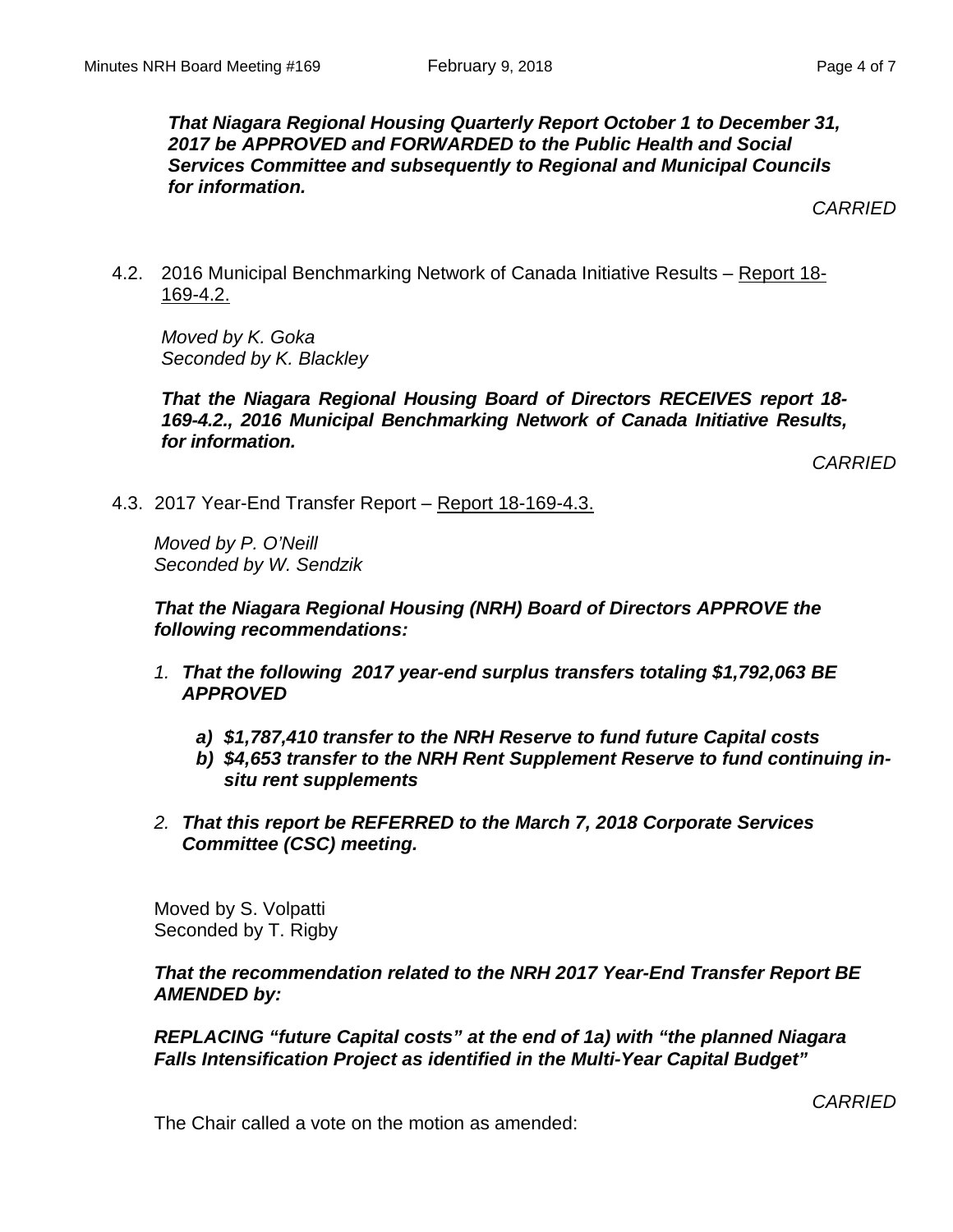***That Niagara Regional Housing Quarterly Report October 1 to December 31, 2017 be APPROVED and FORWARDED to the Public Health and Social Services Committee and subsequently to Regional and Municipal Councils for information.***

*CARRIED*

4.2. 2016 Municipal Benchmarking Network of Canada Initiative Results – Report 18-169-4.2.

*Moved by K. Goka*
*Seconded by K. Blackley*

***That the Niagara Regional Housing Board of Directors RECEIVES report 18-169-4.2., 2016 Municipal Benchmarking Network of Canada Initiative Results, for information.***

*CARRIED*

4.3. 2017 Year-End Transfer Report – Report 18-169-4.3.

*Moved by P. O'Neill*
*Seconded by W. Sendzik*

***That the Niagara Regional Housing (NRH) Board of Directors APPROVE the following recommendations:***

1. ***That the following 2017 year-end surplus transfers totaling $1,792,063 BE APPROVED***
   a) ***$1,787,410 transfer to the NRH Reserve to fund future Capital costs***
   b) ***$4,653 transfer to the NRH Rent Supplement Reserve to fund continuing in-situ rent supplements***
2. ***That this report be REFERRED to the March 7, 2018 Corporate Services Committee (CSC) meeting.***

Moved by S. Volpatti
Seconded by T. Rigby

***That the recommendation related to the NRH 2017 Year-End Transfer Report BE AMENDED by:***

***REPLACING "future Capital costs" at the end of 1a) with "the planned Niagara Falls Intensification Project as identified in the Multi-Year Capital Budget"***

*CARRIED*

The Chair called a vote on the motion as amended: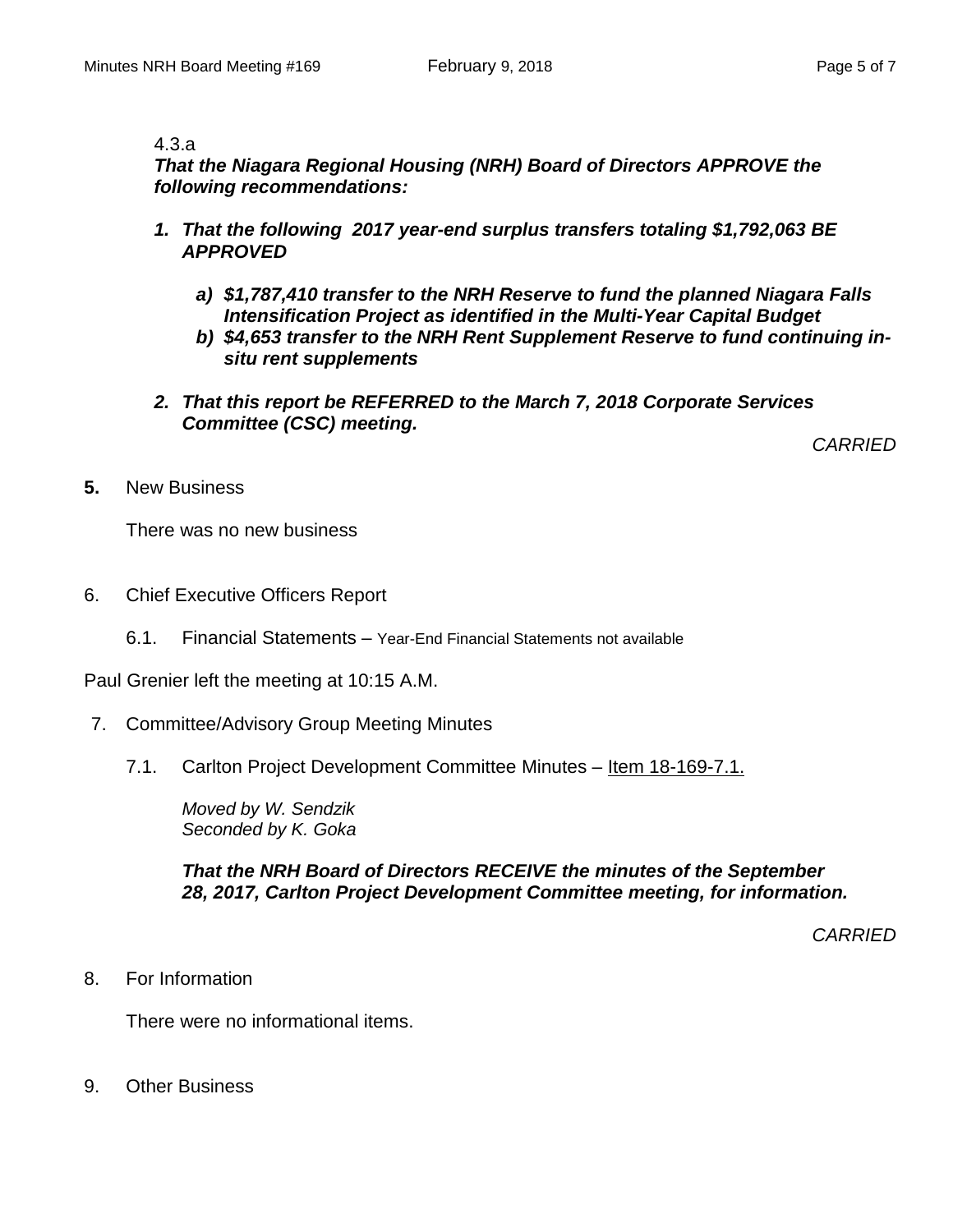4.3.a

***That the Niagara Regional Housing (NRH) Board of Directors APPROVE the following recommendations:***

1. ***That the following 2017 year-end surplus transfers totaling $1,792,063 BE APPROVED***
    a) ***$1,787,410 transfer to the NRH Reserve to fund the planned Niagara Falls Intensification Project as identified in the Multi-Year Capital Budget***
    b) ***$4,653 transfer to the NRH Rent Supplement Reserve to fund continuing in-situ rent supplements***
2. ***That this report be REFERRED to the March 7, 2018 Corporate Services Committee (CSC) meeting.***

*CARRIED*

**5.** New Business

There was no new business

6. Chief Executive Officers Report

    6.1. Financial Statements – Year-End Financial Statements not available

Paul Grenier left the meeting at 10:15 A.M.

7. Committee/Advisory Group Meeting Minutes

    7.1. Carlton Project Development Committee Minutes – Item 18-169-7.1.

    *Moved by W. Sendzik*
    *Seconded by K. Goka*

    ***That the NRH Board of Directors RECEIVE the minutes of the September 28, 2017, Carlton Project Development Committee meeting, for information.***

*CARRIED*

8. For Information

There were no informational items.

9. Other Business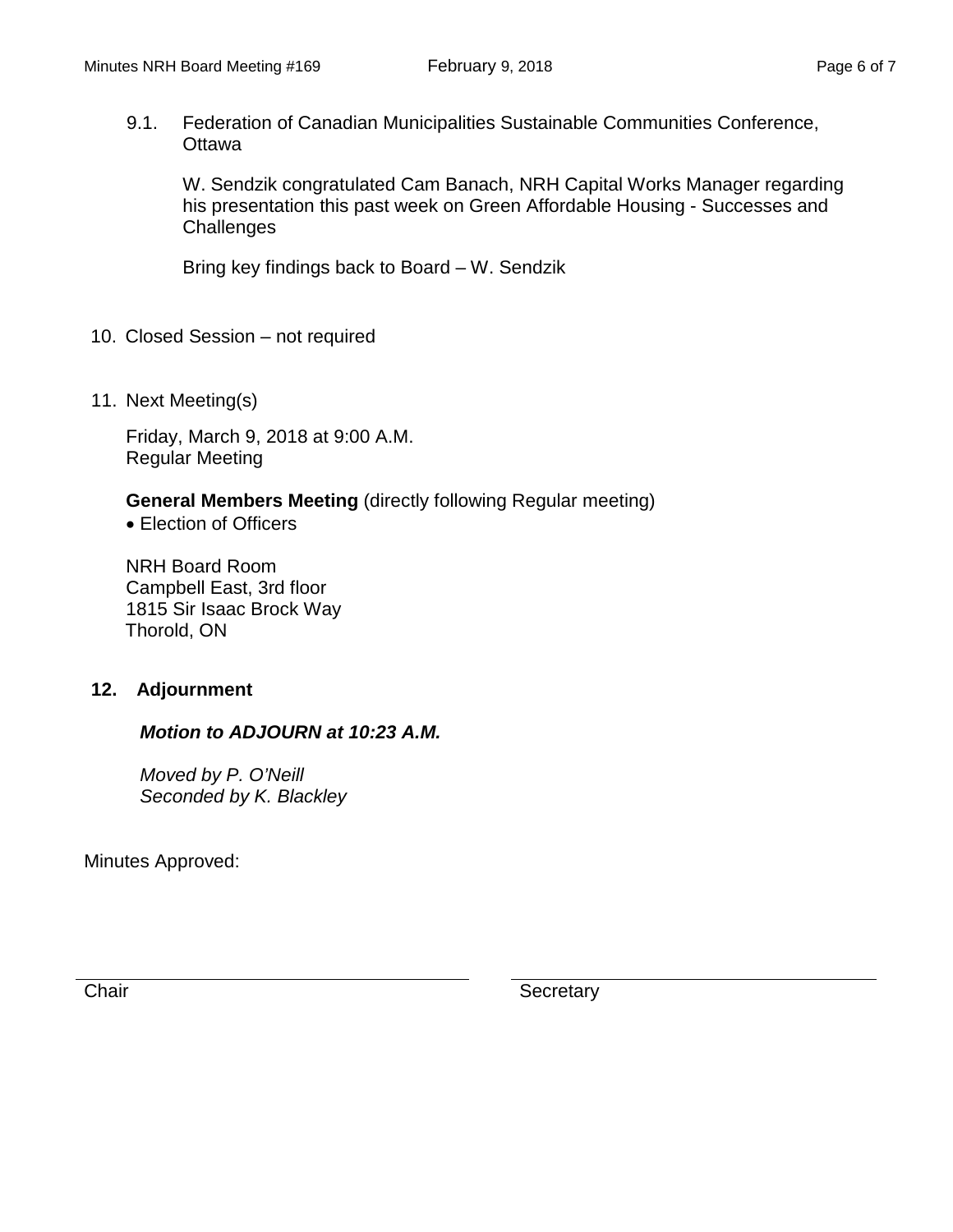9.1. Federation of Canadian Municipalities Sustainable Communities Conference, Ottawa

W. Sendzik congratulated Cam Banach, NRH Capital Works Manager regarding his presentation this past week on Green Affordable Housing - Successes and Challenges

Bring key findings back to Board – W. Sendzik

10. Closed Session – not required

11. Next Meeting(s)

Friday, March 9, 2018 at 9:00 A.M.
Regular Meeting

**General Members Meeting** (directly following Regular meeting)

- Election of Officers

NRH Board Room
Campbell East, 3rd floor
1815 Sir Isaac Brock Way
Thorold, ON

**12. Adjournment**

***Motion to ADJOURN at 10:23 A.M.***

*Moved by P. O'Neill*
*Seconded by K. Blackley*

Minutes Approved:

Chair

Secretary